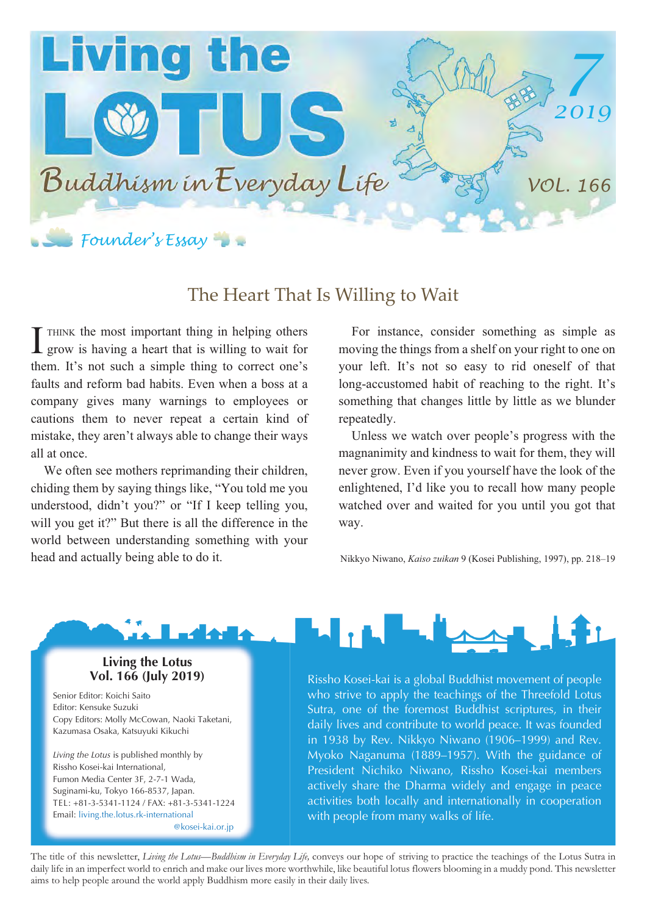# Living the LOTUS

## Buddhism in Everyday Life

7 2019

VOL. 166

*Founder's Essay*

## The Heart That Is Willing to Wait

I THINK the most important thing in helping others grow is having a heart that is willing to wait for them. It's not such a simple thing to correct one's faults and reform bad habits. Even when a boss at a company gives many warnings to employees or cautions them to never repeat a certain kind of mistake, they aren't always able to change their ways all at once.

We often see mothers reprimanding their children, chiding them by saying things like, "You told me you understood, didn't you?" or "If I keep telling you, will you get it?" But there is all the difference in the world between understanding something with your head and actually being able to do it.

For instance, consider something as simple as moving the things from a shelf on your right to one on your left. It's not so easy to rid oneself of that long-accustomed habit of reaching to the right. It's something that changes little by little as we blunder repeatedly.

Unless we watch over people's progress with the magnanimity and kindness to wait for them, they will never grow. Even if you yourself have the look of the enlightened, I'd like you to recall how many people watched over and waited for you until you got that way.

Nikkyo Niwano, *Kaiso zuikan* 9 (Kosei Publishing, 1997), pp. 218–19

---

**Living the Lotus**
**Vol. 166 (July 2019)**

Senior Editor: Koichi Saito
Editor: Kensuke Suzuki
Copy Editors: Molly McCowan, Naoki Taketani, Kazumasa Osaka, Katsuyuki Kikuchi

*Living the Lotus* is published monthly by Rissho Kosei-kai International,
Fumon Media Center 3F, 2-7-1 Wada,
Suginami-ku, Tokyo 166-8537, Japan.
TEL: +81-3-5341-1124 / FAX: +81-3-5341-1224
Email: living.the.lotus.rk-international@kosei-kai.or.jp

Rissho Kosei-kai is a global Buddhist movement of people who strive to apply the teachings of the Threefold Lotus Sutra, one of the foremost Buddhist scriptures, in their daily lives and contribute to world peace. It was founded in 1938 by Rev. Nikkyo Niwano (1906–1999) and Rev. Myoko Naganuma (1889–1957). With the guidance of President Nichiko Niwano, Rissho Kosei-kai members actively share the Dharma widely and engage in peace activities both locally and internationally in cooperation with people from many walks of life.

The title of this newsletter, *Living the Lotus—Buddhism in Everyday Life*, conveys our hope of striving to practice the teachings of the Lotus Sutra in daily life in an imperfect world to enrich and make our lives more worthwhile, like beautiful lotus flowers blooming in a muddy pond. This newsletter aims to help people around the world apply Buddhism more easily in their daily lives.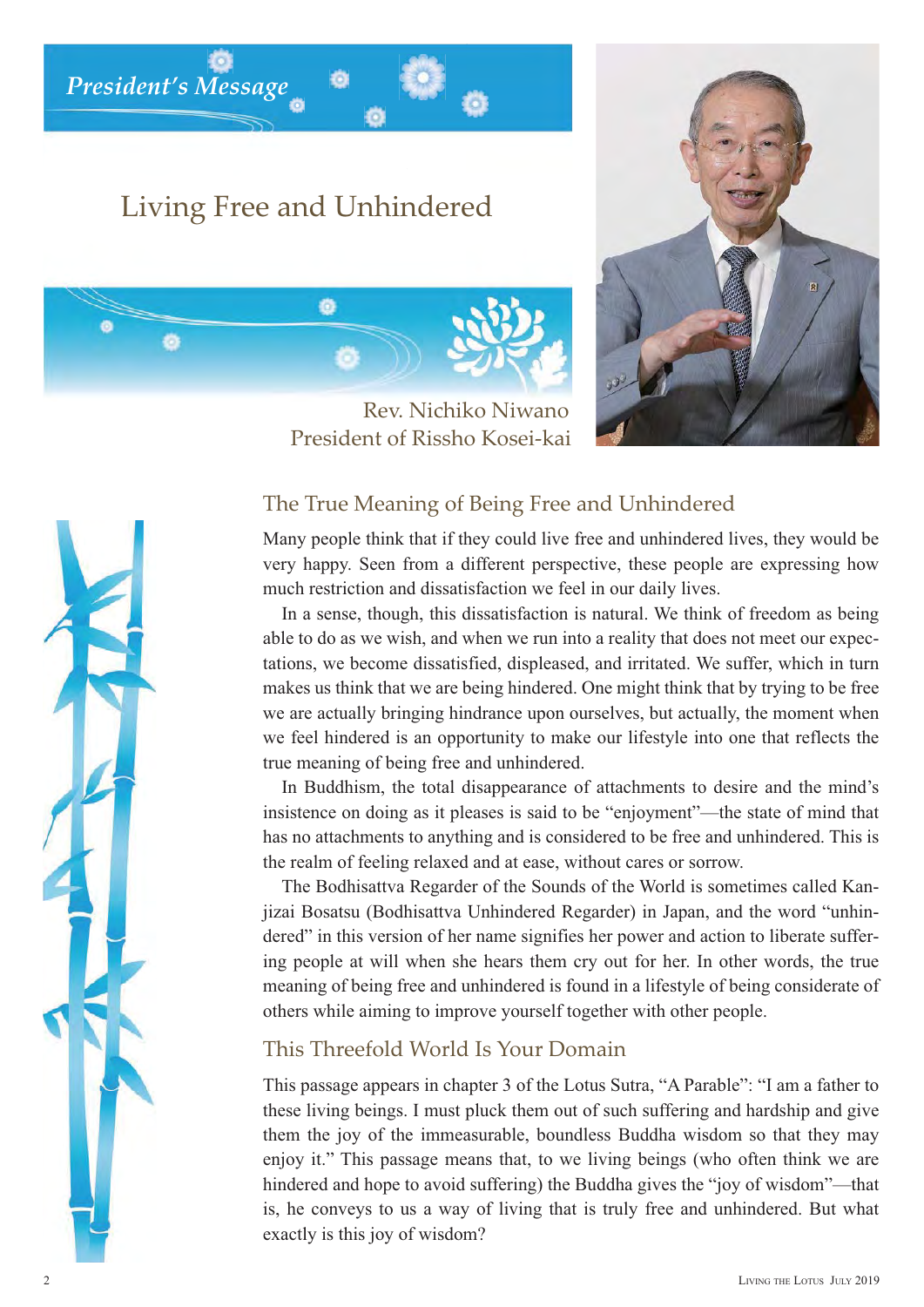*President's Message*

# Living Free and Unhindered

Rev. Nichiko Niwano
President of Rissho Kosei-kai

## The True Meaning of Being Free and Unhindered

Many people think that if they could live free and unhindered lives, they would be very happy. Seen from a different perspective, these people are expressing how much restriction and dissatisfaction we feel in our daily lives.

In a sense, though, this dissatisfaction is natural. We think of freedom as being able to do as we wish, and when we run into a reality that does not meet our expectations, we become dissatisfied, displeased, and irritated. We suffer, which in turn makes us think that we are being hindered. One might think that by trying to be free we are actually bringing hindrance upon ourselves, but actually, the moment when we feel hindered is an opportunity to make our lifestyle into one that reflects the true meaning of being free and unhindered.

In Buddhism, the total disappearance of attachments to desire and the mind's insistence on doing as it pleases is said to be "enjoyment"—the state of mind that has no attachments to anything and is considered to be free and unhindered. This is the realm of feeling relaxed and at ease, without cares or sorrow.

The Bodhisattva Regarder of the Sounds of the World is sometimes called Kanjizai Bosatsu (Bodhisattva Unhindered Regarder) in Japan, and the word "unhindered" in this version of her name signifies her power and action to liberate suffering people at will when she hears them cry out for her. In other words, the true meaning of being free and unhindered is found in a lifestyle of being considerate of others while aiming to improve yourself together with other people.

## This Threefold World Is Your Domain

This passage appears in chapter 3 of the Lotus Sutra, "A Parable": "I am a father to these living beings. I must pluck them out of such suffering and hardship and give them the joy of the immeasurable, boundless Buddha wisdom so that they may enjoy it." This passage means that, to we living beings (who often think we are hindered and hope to avoid suffering) the Buddha gives the "joy of wisdom"—that is, he conveys to us a way of living that is truly free and unhindered. But what exactly is this joy of wisdom?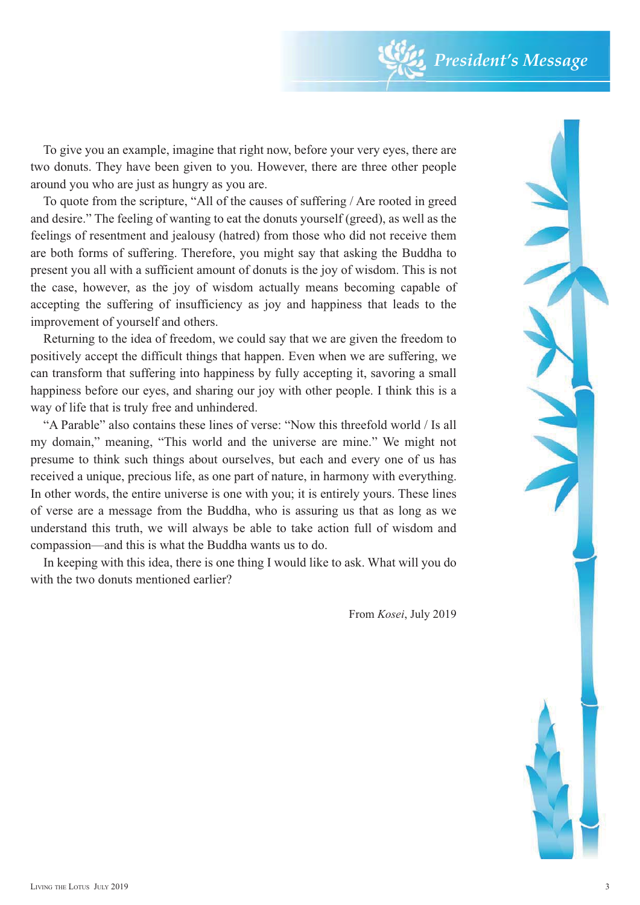To give you an example, imagine that right now, before your very eyes, there are two donuts. They have been given to you. However, there are three other people around you who are just as hungry as you are.

To quote from the scripture, “All of the causes of suffering / Are rooted in greed and desire.” The feeling of wanting to eat the donuts yourself (greed), as well as the feelings of resentment and jealousy (hatred) from those who did not receive them are both forms of suffering. Therefore, you might say that asking the Buddha to present you all with a sufficient amount of donuts is the joy of wisdom. This is not the case, however, as the joy of wisdom actually means becoming capable of accepting the suffering of insufficiency as joy and happiness that leads to the improvement of yourself and others.

Returning to the idea of freedom, we could say that we are given the freedom to positively accept the difficult things that happen. Even when we are suffering, we can transform that suffering into happiness by fully accepting it, savoring a small happiness before our eyes, and sharing our joy with other people. I think this is a way of life that is truly free and unhindered.

“A Parable” also contains these lines of verse: “Now this threefold world / Is all my domain,” meaning, “This world and the universe are mine.” We might not presume to think such things about ourselves, but each and every one of us has received a unique, precious life, as one part of nature, in harmony with everything. In other words, the entire universe is one with you; it is entirely yours. These lines of verse are a message from the Buddha, who is assuring us that as long as we understand this truth, we will always be able to take action full of wisdom and compassion—and this is what the Buddha wants us to do.

In keeping with this idea, there is one thing I would like to ask. What will you do with the two donuts mentioned earlier?

From *Kosei*, July 2019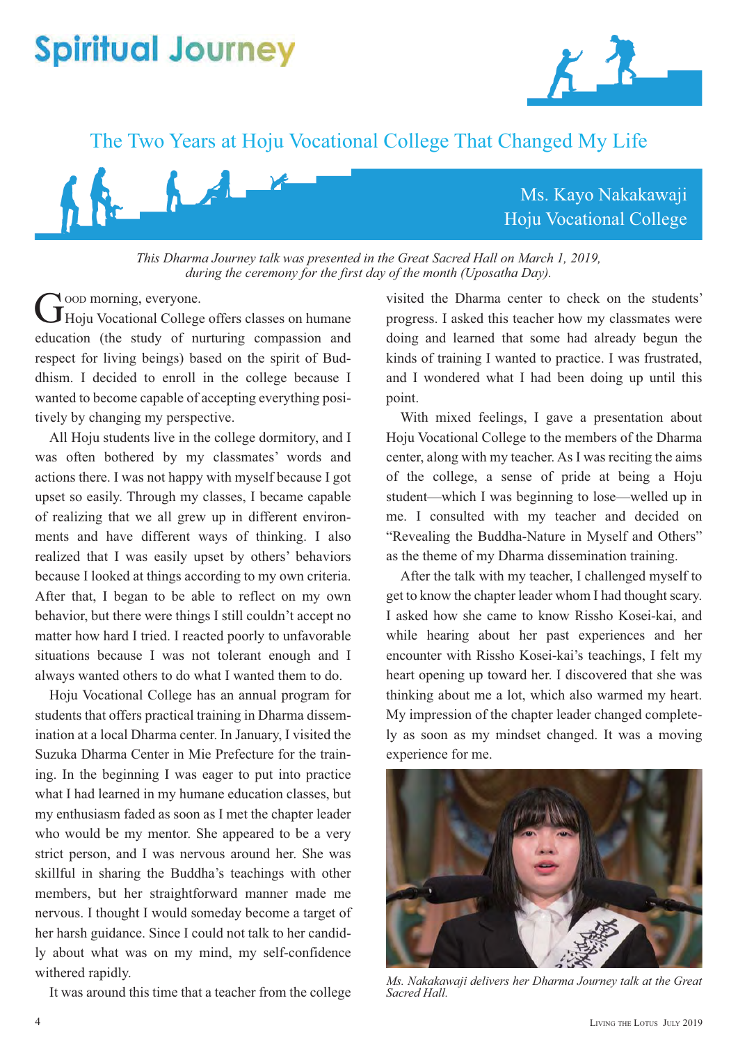# Spiritual Journey

## The Two Years at Hoju Vocational College That Changed My Life

Ms. Kayo Nakakawaji
Hoju Vocational College

*This Dharma Journey talk was presented in the Great Sacred Hall on March 1, 2019, during the ceremony for the first day of the month (Uposatha Day).*

GOOD morning, everyone.

Hoju Vocational College offers classes on humane education (the study of nurturing compassion and respect for living beings) based on the spirit of Buddhism. I decided to enroll in the college because I wanted to become capable of accepting everything positively by changing my perspective.

All Hoju students live in the college dormitory, and I was often bothered by my classmates' words and actions there. I was not happy with myself because I got upset so easily. Through my classes, I became capable of realizing that we all grew up in different environments and have different ways of thinking. I also realized that I was easily upset by others' behaviors because I looked at things according to my own criteria. After that, I began to be able to reflect on my own behavior, but there were things I still couldn't accept no matter how hard I tried. I reacted poorly to unfavorable situations because I was not tolerant enough and I always wanted others to do what I wanted them to do.

Hoju Vocational College has an annual program for students that offers practical training in Dharma dissemination at a local Dharma center. In January, I visited the Suzuka Dharma Center in Mie Prefecture for the training. In the beginning I was eager to put into practice what I had learned in my humane education classes, but my enthusiasm faded as soon as I met the chapter leader who would be my mentor. She appeared to be a very strict person, and I was nervous around her. She was skillful in sharing the Buddha's teachings with other members, but her straightforward manner made me nervous. I thought I would someday become a target of her harsh guidance. Since I could not talk to her candidly about what was on my mind, my self-confidence withered rapidly.

It was around this time that a teacher from the college visited the Dharma center to check on the students' progress. I asked this teacher how my classmates were doing and learned that some had already begun the kinds of training I wanted to practice. I was frustrated, and I wondered what I had been doing up until this point.

With mixed feelings, I gave a presentation about Hoju Vocational College to the members of the Dharma center, along with my teacher. As I was reciting the aims of the college, a sense of pride at being a Hoju student—which I was beginning to lose—welled up in me. I consulted with my teacher and decided on "Revealing the Buddha-Nature in Myself and Others" as the theme of my Dharma dissemination training.

After the talk with my teacher, I challenged myself to get to know the chapter leader whom I had thought scary. I asked how she came to know Rissho Kosei-kai, and while hearing about her past experiences and her encounter with Rissho Kosei-kai's teachings, I felt my heart opening up toward her. I discovered that she was thinking about me a lot, which also warmed my heart. My impression of the chapter leader changed completely as soon as my mindset changed. It was a moving experience for me.

*Ms. Nakakawaji delivers her Dharma Journey talk at the Great Sacred Hall.*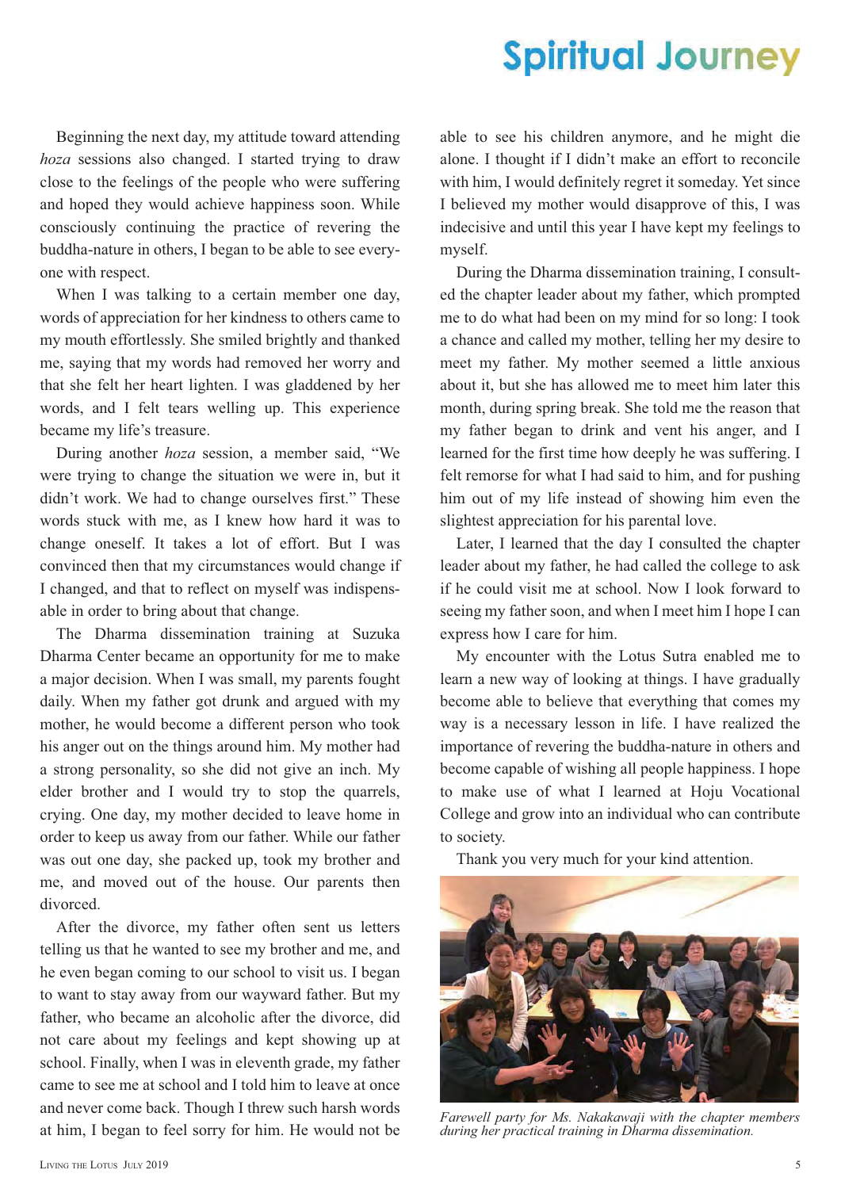Beginning the next day, my attitude toward attending *hoza* sessions also changed. I started trying to draw close to the feelings of the people who were suffering and hoped they would achieve happiness soon. While consciously continuing the practice of revering the buddha-nature in others, I began to be able to see everyone with respect.

When I was talking to a certain member one day, words of appreciation for her kindness to others came to my mouth effortlessly. She smiled brightly and thanked me, saying that my words had removed her worry and that she felt her heart lighten. I was gladdened by her words, and I felt tears welling up. This experience became my life's treasure.

During another *hoza* session, a member said, "We were trying to change the situation we were in, but it didn't work. We had to change ourselves first." These words stuck with me, as I knew how hard it was to change oneself. It takes a lot of effort. But I was convinced then that my circumstances would change if I changed, and that to reflect on myself was indispensable in order to bring about that change.

The Dharma dissemination training at Suzuka Dharma Center became an opportunity for me to make a major decision. When I was small, my parents fought daily. When my father got drunk and argued with my mother, he would become a different person who took his anger out on the things around him. My mother had a strong personality, so she did not give an inch. My elder brother and I would try to stop the quarrels, crying. One day, my mother decided to leave home in order to keep us away from our father. While our father was out one day, she packed up, took my brother and me, and moved out of the house. Our parents then divorced.

After the divorce, my father often sent us letters telling us that he wanted to see my brother and me, and he even began coming to our school to visit us. I began to want to stay away from our wayward father. But my father, who became an alcoholic after the divorce, did not care about my feelings and kept showing up at school. Finally, when I was in eleventh grade, my father came to see me at school and I told him to leave at once and never come back. Though I threw such harsh words at him, I began to feel sorry for him. He would not be able to see his children anymore, and he might die alone. I thought if I didn't make an effort to reconcile with him, I would definitely regret it someday. Yet since I believed my mother would disapprove of this, I was indecisive and until this year I have kept my feelings to myself.

During the Dharma dissemination training, I consulted the chapter leader about my father, which prompted me to do what had been on my mind for so long: I took a chance and called my mother, telling her my desire to meet my father. My mother seemed a little anxious about it, but she has allowed me to meet him later this month, during spring break. She told me the reason that my father began to drink and vent his anger, and I learned for the first time how deeply he was suffering. I felt remorse for what I had said to him, and for pushing him out of my life instead of showing him even the slightest appreciation for his parental love.

Later, I learned that the day I consulted the chapter leader about my father, he had called the college to ask if he could visit me at school. Now I look forward to seeing my father soon, and when I meet him I hope I can express how I care for him.

My encounter with the Lotus Sutra enabled me to learn a new way of looking at things. I have gradually become able to believe that everything that comes my way is a necessary lesson in life. I have realized the importance of revering the buddha-nature in others and become capable of wishing all people happiness. I hope to make use of what I learned at Hoju Vocational College and grow into an individual who can contribute to society.

Thank you very much for your kind attention.

*Farewell party for Ms. Nakakawaji with the chapter members during her practical training in Dharma dissemination.*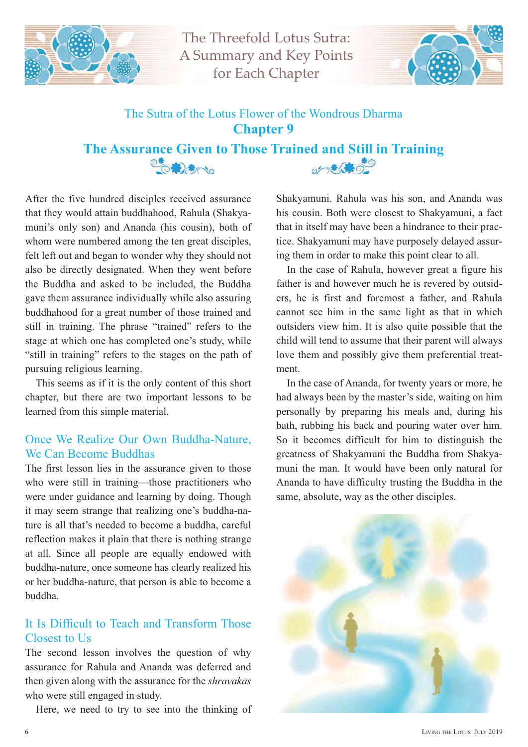# The Threefold Lotus Sutra: A Summary and Key Points for Each Chapter

## The Sutra of the Lotus Flower of the Wondrous Dharma

## Chapter 9

## The Assurance Given to Those Trained and Still in Training

After the five hundred disciples received assurance that they would attain buddhahood, Rahula (Shakyamuni's only son) and Ananda (his cousin), both of whom were numbered among the ten great disciples, felt left out and began to wonder why they should not also be directly designated. When they went before the Buddha and asked to be included, the Buddha gave them assurance individually while also assuring buddhahood for a great number of those trained and still in training. The phrase "trained" refers to the stage at which one has completed one's study, while "still in training" refers to the stages on the path of pursuing religious learning.

This seems as if it is the only content of this short chapter, but there are two important lessons to be learned from this simple material.

### Once We Realize Our Own Buddha-Nature, We Can Become Buddhas

The first lesson lies in the assurance given to those who were still in training—those practitioners who were under guidance and learning by doing. Though it may seem strange that realizing one's buddha-nature is all that's needed to become a buddha, careful reflection makes it plain that there is nothing strange at all. Since all people are equally endowed with buddha-nature, once someone has clearly realized his or her buddha-nature, that person is able to become a buddha.

### It Is Difficult to Teach and Transform Those Closest to Us

The second lesson involves the question of why assurance for Rahula and Ananda was deferred and then given along with the assurance for the *shravakas* who were still engaged in study.

Here, we need to try to see into the thinking of Shakyamuni. Rahula was his son, and Ananda was his cousin. Both were closest to Shakyamuni, a fact that in itself may have been a hindrance to their practice. Shakyamuni may have purposely delayed assuring them in order to make this point clear to all.

In the case of Rahula, however great a figure his father is and however much he is revered by outsiders, he is first and foremost a father, and Rahula cannot see him in the same light as that in which outsiders view him. It is also quite possible that the child will tend to assume that their parent will always love them and possibly give them preferential treatment.

In the case of Ananda, for twenty years or more, he had always been by the master's side, waiting on him personally by preparing his meals and, during his bath, rubbing his back and pouring water over him. So it becomes difficult for him to distinguish the greatness of Shakyamuni the Buddha from Shakyamuni the man. It would have been only natural for Ananda to have difficulty trusting the Buddha in the same, absolute, way as the other disciples.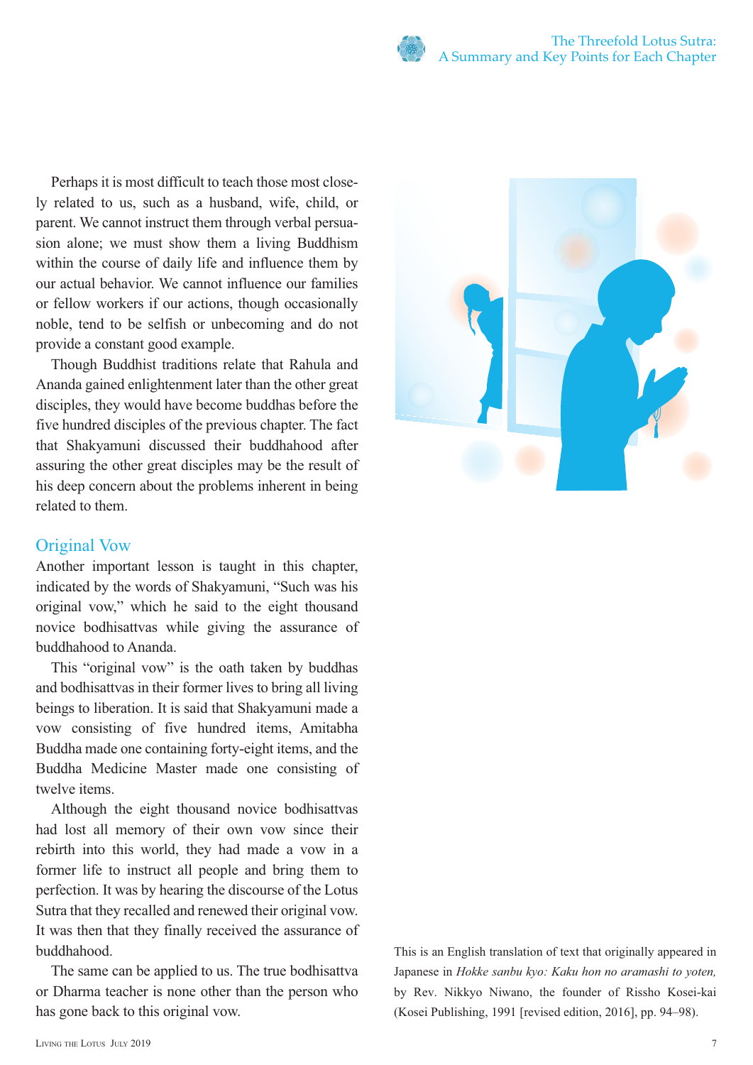Perhaps it is most difficult to teach those most closely related to us, such as a husband, wife, child, or parent. We cannot instruct them through verbal persuasion alone; we must show them a living Buddhism within the course of daily life and influence them by our actual behavior. We cannot influence our families or fellow workers if our actions, though occasionally noble, tend to be selfish or unbecoming and do not provide a constant good example.

Though Buddhist traditions relate that Rahula and Ananda gained enlightenment later than the other great disciples, they would have become buddhas before the five hundred disciples of the previous chapter. The fact that Shakyamuni discussed their buddhahood after assuring the other great disciples may be the result of his deep concern about the problems inherent in being related to them.

## Original Vow

Another important lesson is taught in this chapter, indicated by the words of Shakyamuni, "Such was his original vow," which he said to the eight thousand novice bodhisattvas while giving the assurance of buddhahood to Ananda.

This "original vow" is the oath taken by buddhas and bodhisattvas in their former lives to bring all living beings to liberation. It is said that Shakyamuni made a vow consisting of five hundred items, Amitabha Buddha made one containing forty-eight items, and the Buddha Medicine Master made one consisting of twelve items.

Although the eight thousand novice bodhisattvas had lost all memory of their own vow since their rebirth into this world, they had made a vow in a former life to instruct all people and bring them to perfection. It was by hearing the discourse of the Lotus Sutra that they recalled and renewed their original vow. It was then that they finally received the assurance of buddhahood.

The same can be applied to us. The true bodhisattva or Dharma teacher is none other than the person who has gone back to this original vow.

This is an English translation of text that originally appeared in Japanese in *Hokke sanbu kyo: Kaku hon no aramashi to yoten,* by Rev. Nikkyo Niwano, the founder of Rissho Kosei-kai (Kosei Publishing, 1991 [revised edition, 2016], pp. 94–98).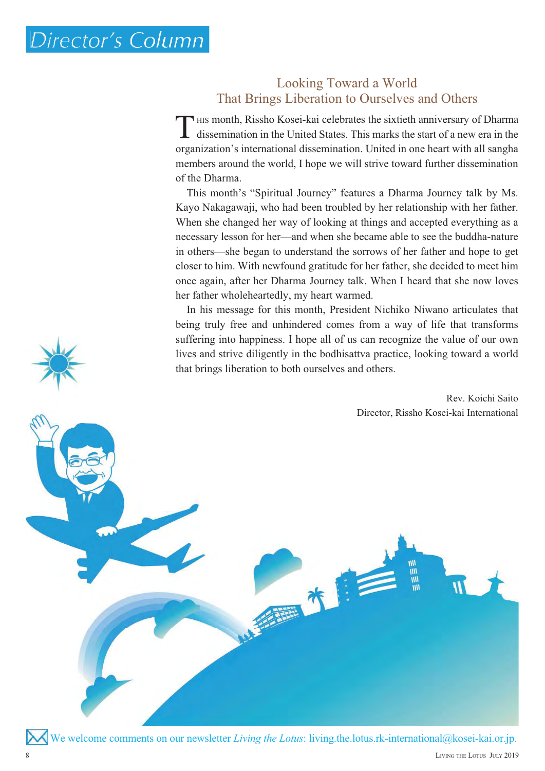# Director's Column

## Looking Toward a World That Brings Liberation to Ourselves and Others

THIS month, Rissho Kosei-kai celebrates the sixtieth anniversary of Dharma dissemination in the United States. This marks the start of a new era in the organization's international dissemination. United in one heart with all sangha members around the world, I hope we will strive toward further dissemination of the Dharma.

This month's "Spiritual Journey" features a Dharma Journey talk by Ms. Kayo Nakagawaji, who had been troubled by her relationship with her father. When she changed her way of looking at things and accepted everything as a necessary lesson for her—and when she became able to see the buddha-nature in others—she began to understand the sorrows of her father and hope to get closer to him. With newfound gratitude for her father, she decided to meet him once again, after her Dharma Journey talk. When I heard that she now loves her father wholeheartedly, my heart warmed.

In his message for this month, President Nichiko Niwano articulates that being truly free and unhindered comes from a way of life that transforms suffering into happiness. I hope all of us can recognize the value of our own lives and strive diligently in the bodhisattva practice, looking toward a world that brings liberation to both ourselves and others.

Rev. Koichi Saito
Director, Rissho Kosei-kai International

We welcome comments on our newsletter *Living the Lotus*: living.the.lotus.rk-international@kosei-kai.or.jp.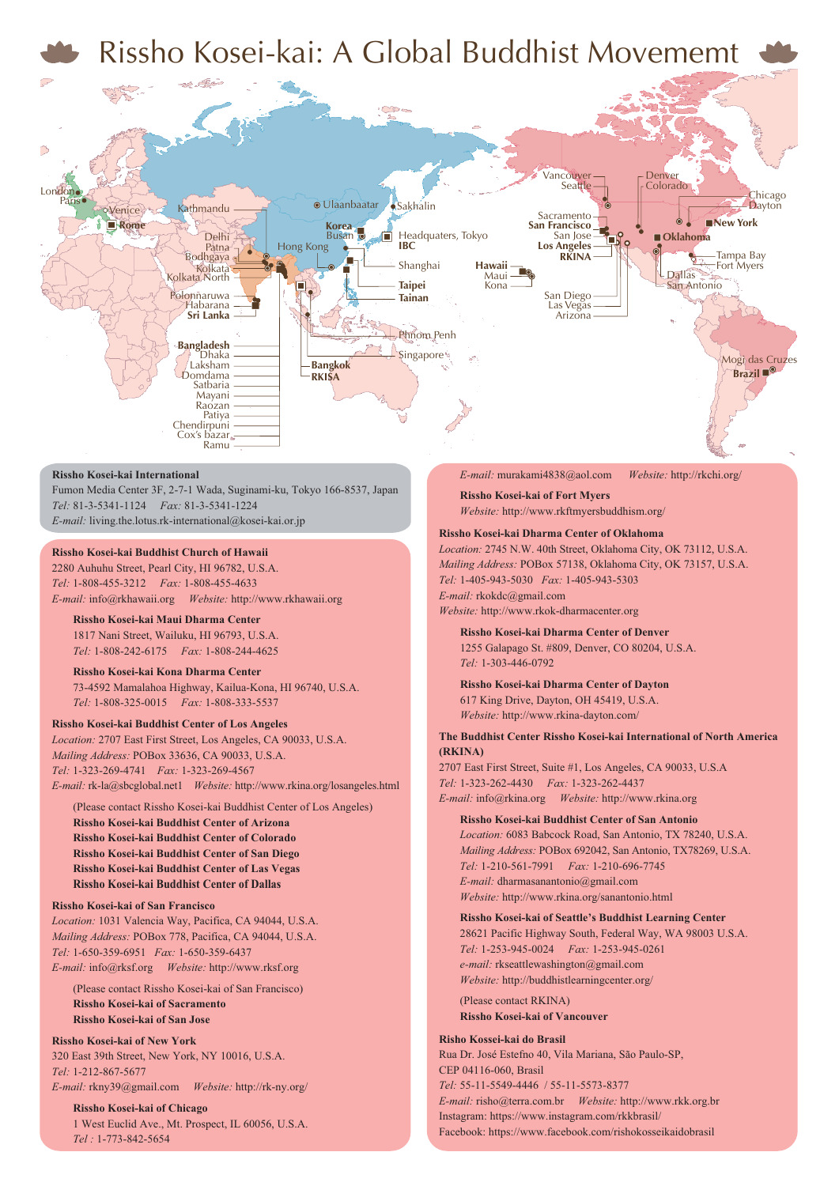# Rissho Kosei-kai: A Global Buddhist Movememt

London
Paris
Venice
Rome
Kathmandu
Delhi
Patna
Bodhgaya
Kolkata
Kolkata North
Polonnaruwa
Habarana
Sri Lanka
Bangladesh
Dhaka
Laksham
Domdama
Satbaria
Mayani
Raozan
Patiya
Chendirpuni
Cox's bazar
Ramu
Ulaanbaatar
Sakhalin
Korea
Busan
Hong Kong
Headquaters, Tokyo
IBC
Shanghai
Taipei
Tainan
Bangkok
RKISA
Phnom Penh
Singapore
Vancouver
Seattle
Sacramento
San Francisco
San Jose
Los Angeles
RKINA
Hawaii
Maui
Kona
San Diego
Las Vegas
Arizona
Denver
Colorado
Chicago
Dayton
New York
Oklahoma
Tampa Bay
Fort Myers
Dallas
San Antonio
Mogi das Cruzes
Brazil

**Rissho Kosei-kai International**
Fumon Media Center 3F, 2-7-1 Wada, Suginami-ku, Tokyo 166-8537, Japan
*Tel:* 81-3-5341-1124 *Fax:* 81-3-5341-1224
*E-mail:* living.the.lotus.rk-international@kosei-kai.or.jp

**Rissho Kosei-kai Buddhist Church of Hawaii**
2280 Auhuhu Street, Pearl City, HI 96782, U.S.A.
*Tel:* 1-808-455-3212 *Fax:* 1-808-455-4633
*E-mail:* info@rkhawaii.org *Website:* http://www.rkhawaii.org

**Rissho Kosei-kai Maui Dharma Center**
1817 Nani Street, Wailuku, HI 96793, U.S.A.
*Tel:* 1-808-242-6175 *Fax:* 1-808-244-4625

**Rissho Kosei-kai Kona Dharma Center**
73-4592 Mamalahoa Highway, Kailua-Kona, HI 96740, U.S.A.
*Tel:* 1-808-325-0015 *Fax:* 1-808-333-5537

**Rissho Kosei-kai Buddhist Center of Los Angeles**
*Location:* 2707 East First Street, Los Angeles, CA 90033, U.S.A.
*Mailing Address:* POBox 33636, CA 90033, U.S.A.
*Tel:* 1-323-269-4741 *Fax:* 1-323-269-4567
*E-mail:* rk-la@sbcglobal.net1 *Website:* http://www.rkina.org/losangeles.html

(Please contact Rissho Kosei-kai Buddhist Center of Los Angeles)
**Rissho Kosei-kai Buddhist Center of Arizona**
**Rissho Kosei-kai Buddhist Center of Colorado**
**Rissho Kosei-kai Buddhist Center of San Diego**
**Rissho Kosei-kai Buddhist Center of Las Vegas**
**Rissho Kosei-kai Buddhist Center of Dallas**

**Rissho Kosei-kai of San Francisco**
*Location:* 1031 Valencia Way, Pacifica, CA 94044, U.S.A.
*Mailing Address:* POBox 778, Pacifica, CA 94044, U.S.A.
*Tel:* 1-650-359-6951 *Fax:* 1-650-359-6437
*E-mail:* info@rksf.org *Website:* http://www.rksf.org

(Please contact Rissho Kosei-kai of San Francisco)
**Rissho Kosei-kai of Sacramento**
**Rissho Kosei-kai of San Jose**

**Rissho Kosei-kai of New York**
320 East 39th Street, New York, NY 10016, U.S.A.
*Tel:* 1-212-867-5677
*E-mail:* rkny39@gmail.com *Website:* http://rk-ny.org/

**Rissho Kosei-kai of Chicago**
1 West Euclid Ave., Mt. Prospect, IL 60056, U.S.A.
*Tel :* 1-773-842-5654
*E-mail:* murakami4838@aol.com *Website:* http://rkchi.org/

**Rissho Kosei-kai of Fort Myers**
*Website:* http://www.rkftmyersbuddhism.org/

**Rissho Kosei-kai Dharma Center of Oklahoma**
*Location:* 2745 N.W. 40th Street, Oklahoma City, OK 73112, U.S.A.
*Mailing Address:* POBox 57138, Oklahoma City, OK 73157, U.S.A.
*Tel:* 1-405-943-5030 *Fax:* 1-405-943-5303
*E-mail:* rkokdc@gmail.com
*Website:* http://www.rkok-dharmacenter.org

**Rissho Kosei-kai Dharma Center of Denver**
1255 Galapago St. #809, Denver, CO 80204, U.S.A.
*Tel:* 1-303-446-0792

**Rissho Kosei-kai Dharma Center of Dayton**
617 King Drive, Dayton, OH 45419, U.S.A.
*Website:* http://www.rkina-dayton.com/

**The Buddhist Center Rissho Kosei-kai International of North America (RKINA)**
2707 East First Street, Suite #1, Los Angeles, CA 90033, U.S.A
*Tel:* 1-323-262-4430 *Fax:* 1-323-262-4437
*E-mail:* info@rkina.org *Website:* http://www.rkina.org

**Rissho Kosei-kai Buddhist Center of San Antonio**
*Location:* 6083 Babcock Road, San Antonio, TX 78240, U.S.A.
*Mailing Address:* POBox 692042, San Antonio, TX78269, U.S.A.
*Tel:* 1-210-561-7991 *Fax:* 1-210-696-7745
*E-mail:* dharmasanantonio@gmail.com
*Website:* http://www.rkina.org/sanantonio.html

**Rissho Kosei-kai of Seattle's Buddhist Learning Center**
28621 Pacific Highway South, Federal Way, WA 98003 U.S.A.
*Tel:* 1-253-945-0024 *Fax:* 1-253-945-0261
*e-mail:* rkseattlewashington@gmail.com
*Website:* http://buddhistlearningcenter.org/

(Please contact RKINA)
**Rissho Kosei-kai of Vancouver**

**Risho Kossei-kai do Brasil**
Rua Dr. José Estefno 40, Vila Mariana, São Paulo-SP,
CEP 04116-060, Brasil
*Tel:* 55-11-5549-4446 / 55-11-5573-8377
*E-mail:* risho@terra.com.br *Website:* http://www.rkk.org.br
Instagram: https://www.instagram.com/rkkbrasil/
Facebook: https://www.facebook.com/rishokosseikaidobrasil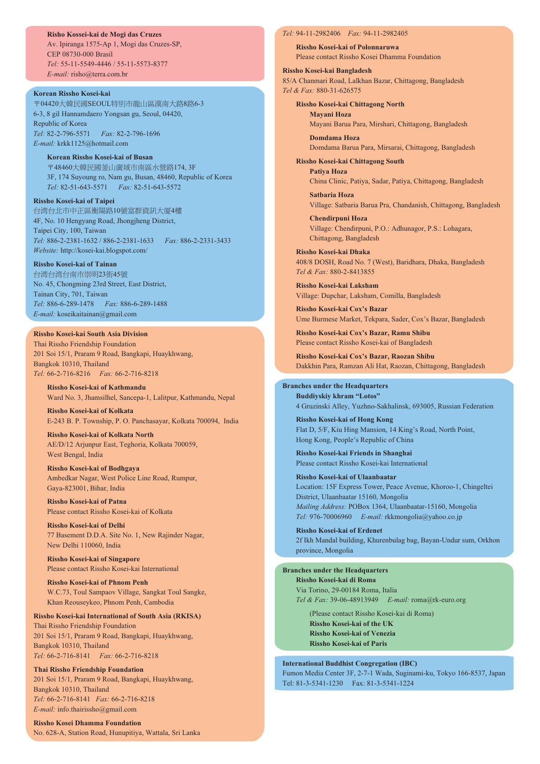**Rissho Kossei-kai de Mogi das Cruzes**
Av. Ipiranga 1575-Ap 1, Mogi das Cruzes-SP,
CEP 08730-000 Brasil
*Tel:* 55-11-5549-4446 / 55-11-5573-8377
*E-mail:* risho@terra.com.br

**Korean Rissho Kosei-kai**
〒04420大韓民國SEOUL特別市龍山區漢南大路8路6-3
6-3, 8 gil Hannamdaero Yongsan gu, Seoul, 04420,
Republic of Korea
*Tel:* 82-2-796-5571 *Fax:* 82-2-796-1696
*E-mail:* krkk1125@hotmail.com

**Korean Rissho Kosei-kai of Busan**
〒48460大韓民國釜山廣域市南區水營路174, 3F
3F, 174 Suyoung ro, Nam gu, Busan, 48460, Republic of Korea
*Tel:* 82-51-643-5571 *Fax:* 82-51-643-5572

**Rissho Kosei-kai of Taipei**
台湾台北市中正區衡陽路10號富群資訊大厦4樓
4F, No. 10 Hengyang Road, Jhongjheng District,
Taipei City, 100, Taiwan
*Tel:* 886-2-2381-1632 / 886-2-2381-1633 *Fax:* 886-2-2331-3433
*Website:* http://kosei-kai.blogspot.com/

**Rissho Kosei-kai of Tainan**
台湾台湾台南市崇明23街45號
No. 45, Chongming 23rd Street, East District,
Tainan City, 701, Taiwan
*Tel:* 886-6-289-1478 *Fax:* 886-6-289-1488
*E-mail:* koseikaitainan@gmail.com

**Rissho Kosei-kai South Asia Division**
Thai Rissho Friendship Foundation
201 Soi 15/1, Praram 9 Road, Bangkapi, Huaykhwang,
Bangkok 10310, Thailand
*Tel:* 66-2-716-8216 *Fax:* 66-2-716-8218

**Rissho Kosei-kai of Kathmandu**
Ward No. 3, Jhamsilhel, Sancepa-1, Lalitpur, Kathmandu, Nepal

**Rissho Kosei-kai of Kolkata**
E-243 B. P. Township, P. O. Panchasayar, Kolkata 700094, India

**Rissho Kosei-kai of Kolkata North**
AE/D/12 Arjunpur East, Teghoria, Kolkata 700059,
West Bengal, India

**Rissho Kosei-kai of Bodhgaya**
Ambedkar Nagar, West Police Line Road, Rumpur,
Gaya-823001, Bihar, India

**Rissho Kosei-kai of Patna**
Please contact Rissho Kosei-kai of Kolkata

**Rissho Kosei-kai of Delhi**
77 Basement D.D.A. Site No. 1, New Rajinder Nagar,
New Delhi 110060, India

**Rissho Kosei-kai of Singapore**
Please contact Rissho Kosei-kai International

**Rissho Kosei-kai of Phnom Penh**
W.C.73, Toul Sampaov Village, Sangkat Toul Sangke,
Khan Reouseykeo, Phnom Penh, Cambodia

**Rissho Kosei-kai International of South Asia (RKISA)**
Thai Rissho Friendship Foundation
201 Soi 15/1, Praram 9 Road, Bangkapi, Huaykhwang,
Bangkok 10310, Thailand
*Tel:* 66-2-716-8141 *Fax:* 66-2-716-8218

**Thai Rissho Friendship Foundation**
201 Soi 15/1, Praram 9 Road, Bangkapi, Huaykhwang,
Bangkok 10310, Thailand
*Tel:* 66-2-716-8141 *Fax:* 66-2-716-8218
*E-mail:* info.thairissho@gmail.com

**Rissho Kosei Dhamma Foundation**
No. 628-A, Station Road, Hunupitiya, Wattala, Sri Lanka
*Tel:* 94-11-2982406 *Fax:* 94-11-2982405

**Rissho Kosei-kai of Polonnaruwa**
Please contact Rissho Kosei Dhamma Foundation

**Rissho Kosei-kai Bangladesh**
85/A Chanmari Road, Lalkhan Bazar, Chittagong, Bangladesh
*Tel & Fax:* 880-31-626575

**Rissho Kosei-kai Chittagong North**

**Mayani Hoza**
Mayani Barua Para, Mirshari, Chittagong, Bangladesh

**Domdama Hoza**
Domdama Barua Para, Mirsarai, Chittagong, Bangladesh

**Rissho Kosei-kai Chittagong South**

**Patiya Hoza**
China Clinic, Patiya, Sadar, Patiya, Chittagong, Bangladesh

**Satbaria Hoza**
Village: Satbaria Barua Pra, Chandanish, Chittagong, Bangladesh

**Chendirpuni Hoza**
Village: Chendirpuni, P.O.: Adhunagor, P.S.: Lohagara,
Chittagong, Bangladesh

**Rissho Kosei-kai Dhaka**
408/8 DOSH, Road No. 7 (West), Baridhara, Dhaka, Bangladesh
*Tel & Fax:* 880-2-8413855

**Rissho Kosei-kai Laksham**
Village: Dupchar, Laksham, Comilla, Bangladesh

**Rissho Kosei-kai Cox's Bazar**
Ume Burmese Market, Tekpara, Sader, Cox's Bazar, Bangladesh

**Rissho Kosei-kai Cox's Bazar, Ramu Shibu**
Please contact Rissho Kosei-kai of Bangladesh

**Rissho Kosei-kai Cox's Bazar, Raozan Shibu**
Dakkhin Para, Ramzan Ali Hat, Raozan, Chittagong, Bangladesh

**Branches under the Headquarters**

**Buddiyskiy khram "Lotos"**
4 Gruzinski Alley, Yuzhno-Sakhalinsk, 693005, Russian Federation

**Rissho Kosei-kai of Hong Kong**
Flat D, 5/F, Kiu Hing Mansion, 14 King's Road, North Point,
Hong Kong, People's Republic of China

**Rissho Kosei-kai Friends in Shanghai**
Please contact Rissho Kosei-kai International

**Rissho Kosei-kai of Ulaanbaatar**
Location: 15F Express Tower, Peace Avenue, Khoroo-1, Chingeltei
District, Ulaanbaatar 15160, Mongolia
*Mailing Address:* POBox 1364, Ulaanbaatar-15160, Mongolia
*Tel:* 976-70006960 *E-mail:* rkkmongolia@yahoo.co.jp

**Rissho Kosei-kai of Erdenet**
2f Ikh Mandal building, Khurenbulag bag, Bayan-Undur sum, Orkhon
province, Mongolia

**Branches under the Headquarters**

**Rissho Kosei-kai di Roma**
Via Torino, 29-00184 Roma, Italia
*Tel & Fax:* 39-06-48913949 *E-mail:* roma@rk-euro.org

(Please contact Rissho Kosei-kai di Roma)
**Rissho Kosei-kai of the UK**
**Rissho Kosei-kai of Venezia**
**Rissho Kosei-kai of Paris**

**International Buddhist Congregation (IBC)**
Fumon Media Center 3F, 2-7-1 Wada, Suginami-ku, Tokyo 166-8537, Japan
Tel: 81-3-5341-1230 Fax: 81-3-5341-1224